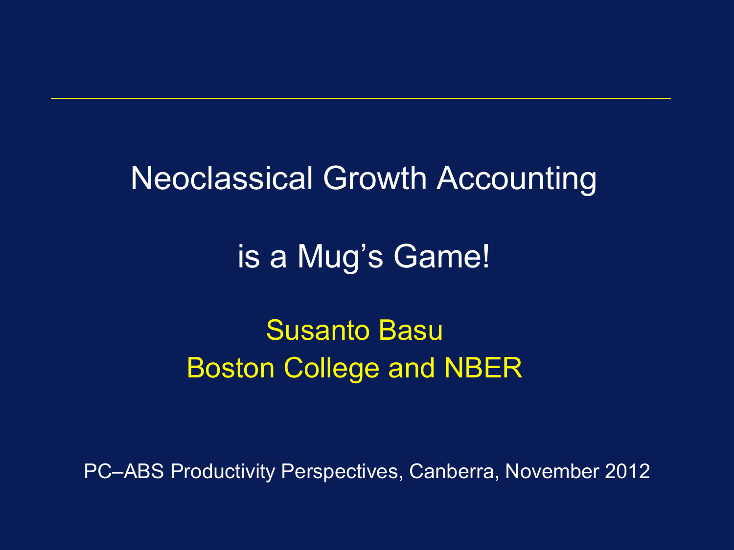# Neoclassical Growth Accounting

# is a Mug's Game!

Susanto Basu
Boston College and NBER

PC–ABS Productivity Perspectives, Canberra, November 2012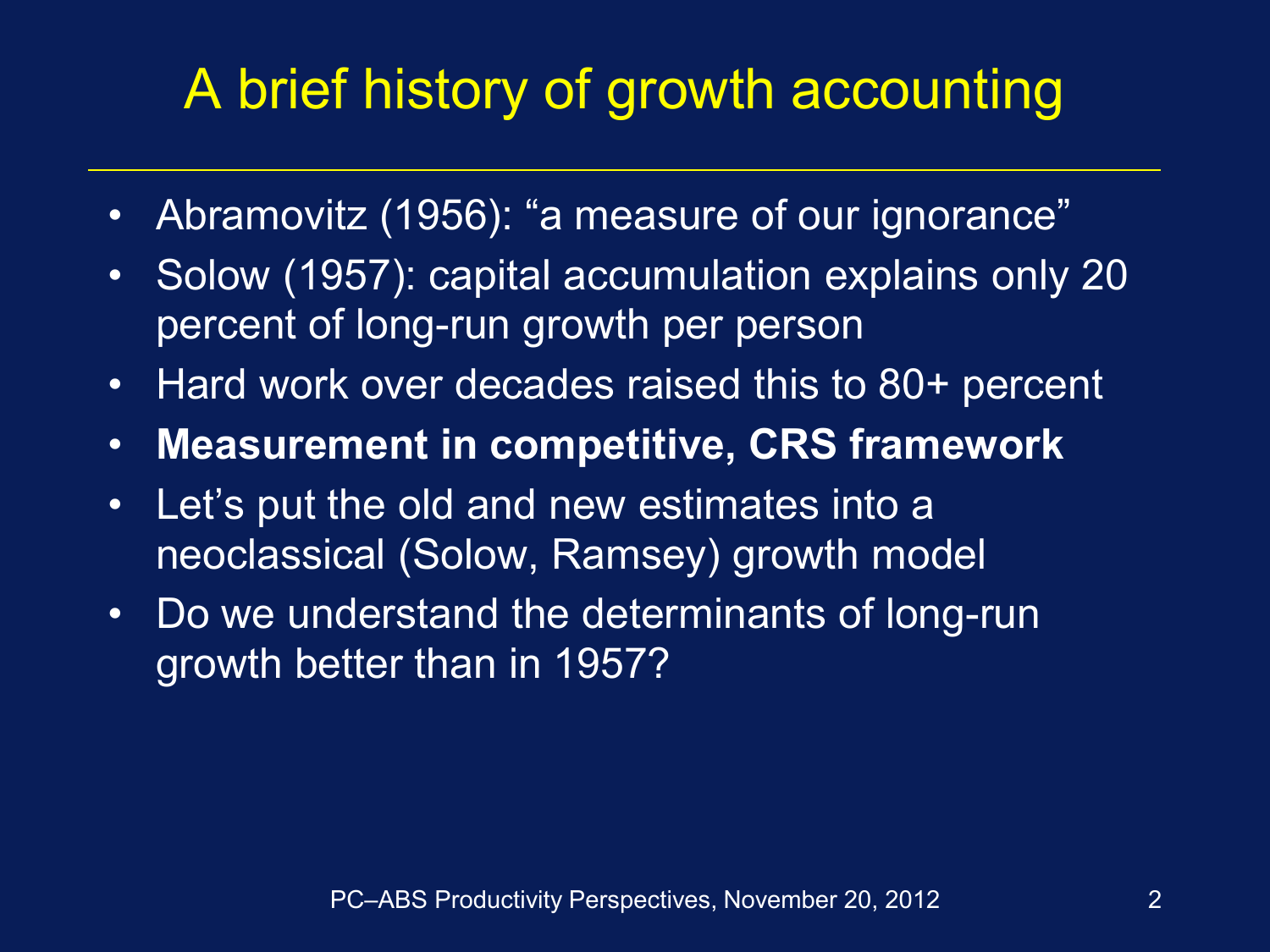# A brief history of growth accounting

- Abramovitz (1956): “a measure of our ignorance”
- Solow (1957): capital accumulation explains only 20 percent of long-run growth per person
- Hard work over decades raised this to 80+ percent
- **Measurement in competitive, CRS framework**
- Let’s put the old and new estimates into a neoclassical (Solow, Ramsey) growth model
- Do we understand the determinants of long-run growth better than in 1957?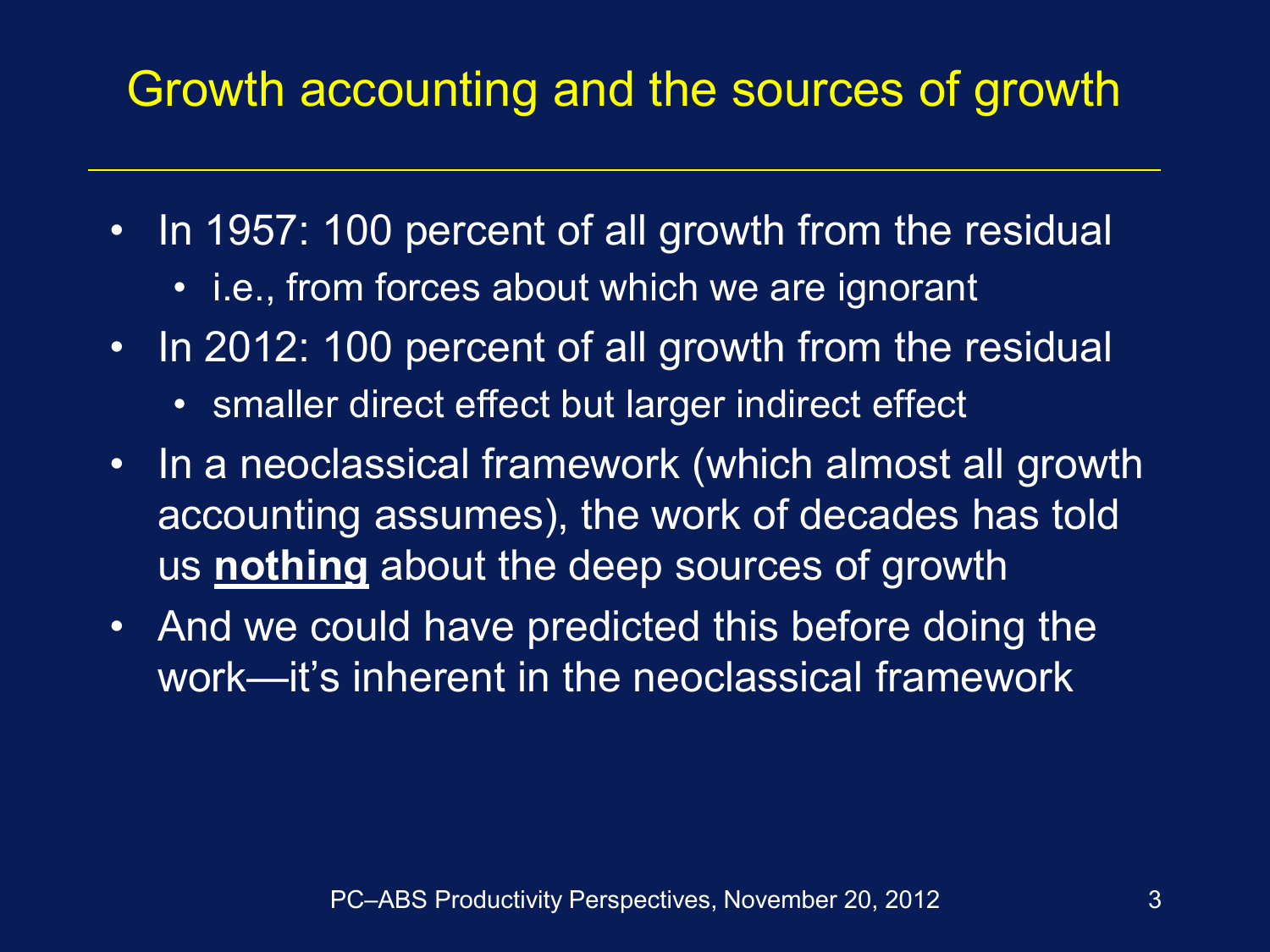# Growth accounting and the sources of growth

- In 1957: 100 percent of all growth from the residual
  - i.e., from forces about which we are ignorant
- In 2012: 100 percent of all growth from the residual
  - smaller direct effect but larger indirect effect
- In a neoclassical framework (which almost all growth accounting assumes), the work of decades has told us **nothing** about the deep sources of growth
- And we could have predicted this before doing the work—it's inherent in the neoclassical framework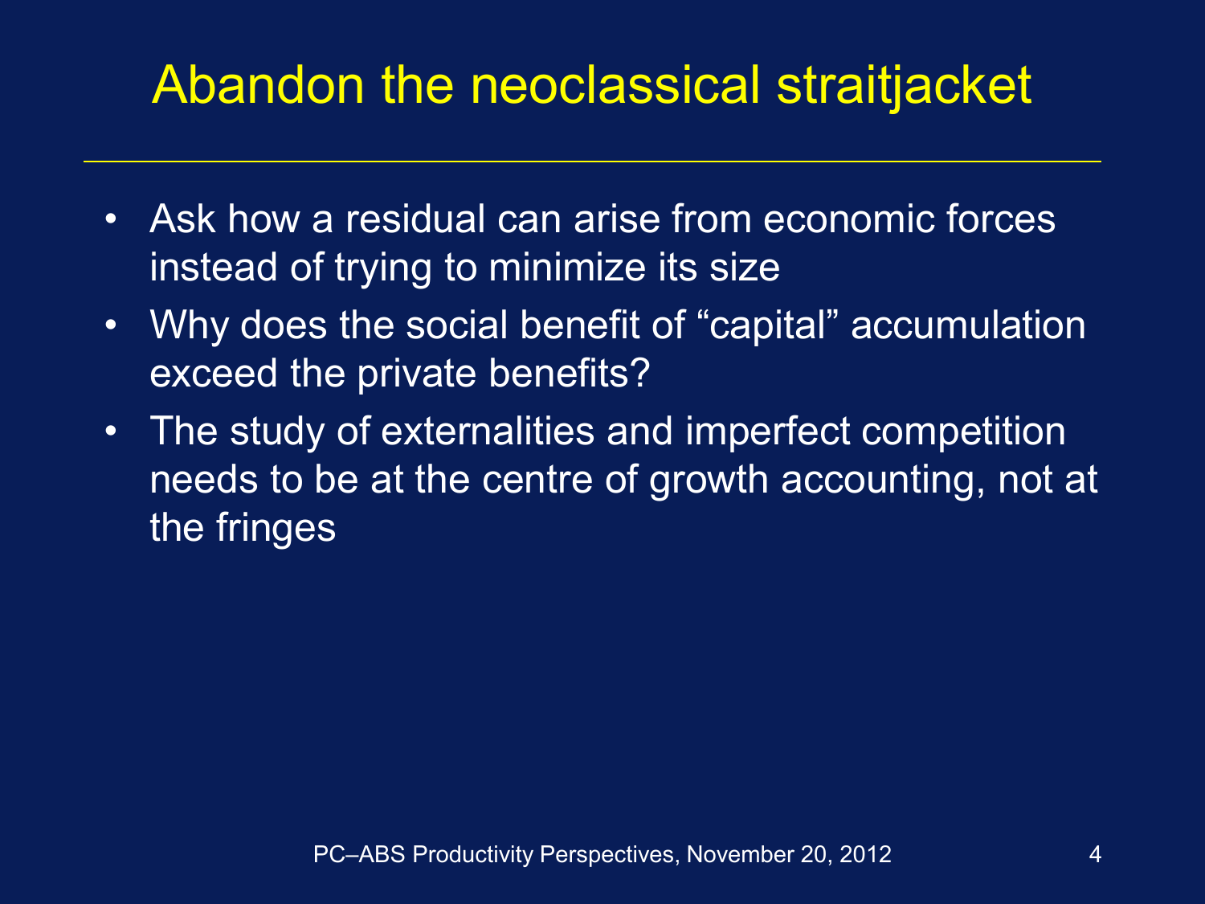# Abandon the neoclassical straitjacket

- Ask how a residual can arise from economic forces instead of trying to minimize its size
- Why does the social benefit of "capital" accumulation exceed the private benefits?
- The study of externalities and imperfect competition needs to be at the centre of growth accounting, not at the fringes